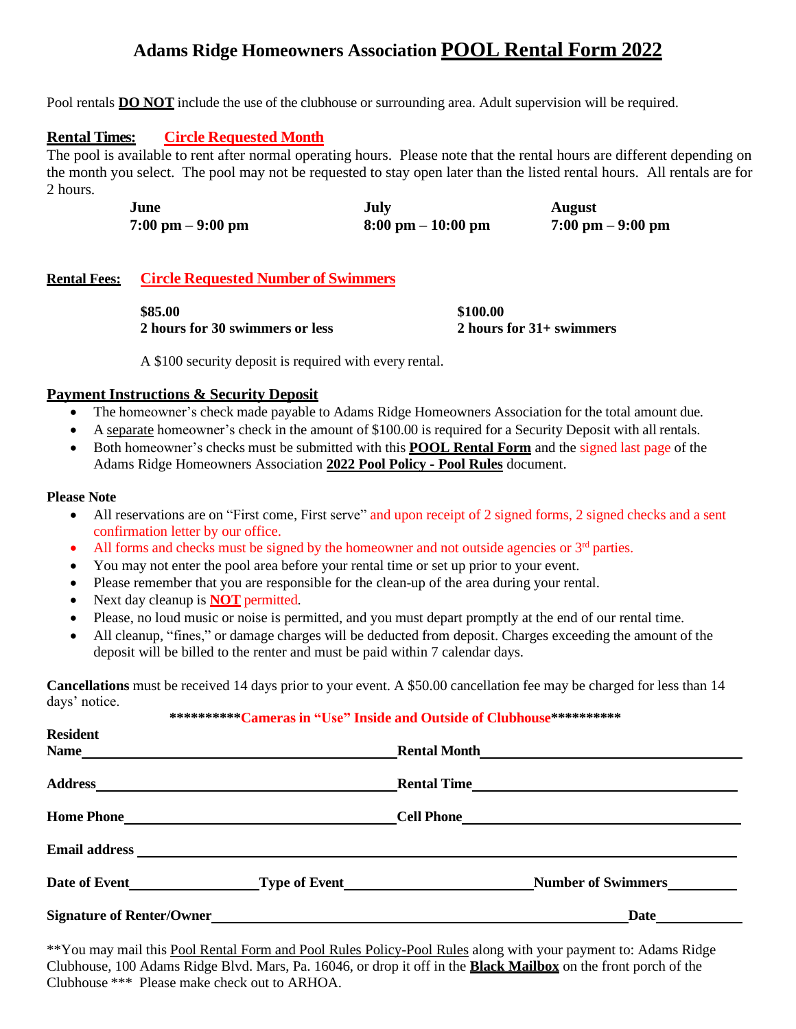# Adams Ridge Homeowners Association **POOL Rental Form 2022**

Pool rentals **DO NOT** include the use of the clubhouse or surrounding area. Adult supervision will be required.

**Rental Times:** **Circle Requested Month**

The pool is available to rent after normal operating hours. Please note that the rental hours are different depending on the month you select. The pool may not be requested to stay open later than the listed rental hours. All rentals are for 2 hours.

| June | July | August |
|---|---|---|
| **7:00 pm – 9:00 pm** | **8:00 pm – 10:00 pm** | **7:00 pm – 9:00 pm** |

**Rental Fees:** **Circle Requested Number of Swimmers**

| $85.00 | $100.00 |
|---|---|
| **2 hours for 30 swimmers or less** | **2 hours for 31+ swimmers** |

A $100 security deposit is required with every rental.

**Payment Instructions & Security Deposit**

- The homeowner's check made payable to Adams Ridge Homeowners Association for the total amount due.
- A separate homeowner's check in the amount of $100.00 is required for a Security Deposit with all rentals.
- Both homeowner's checks must be submitted with this **POOL Rental Form** and the signed last page of the Adams Ridge Homeowners Association **2022 Pool Policy - Pool Rules** document.

**Please Note**

- All reservations are on "First come, First serve" and upon receipt of 2 signed forms, 2 signed checks and a sent confirmation letter by our office.
- All forms and checks must be signed by the homeowner and not outside agencies or 3rd parties.
- You may not enter the pool area before your rental time or set up prior to your event.
- Please remember that you are responsible for the clean-up of the area during your rental.
- Next day cleanup is **NOT** permitted.
- Please, no loud music or noise is permitted, and you must depart promptly at the end of our rental time.
- All cleanup, "fines," or damage charges will be deducted from deposit. Charges exceeding the amount of the deposit will be billed to the renter and must be paid within 7 calendar days.

**Cancellations** must be received 14 days prior to your event. A $50.00 cancellation fee may be charged for less than 14 days' notice.

**\*\*\*\*\*\*\*\*\*\*Cameras in "Use" Inside and Outside of Clubhouse\*\*\*\*\*\*\*\*\*\***

**Resident Name** ______________________ **Rental Month** ______________________

**Address** ______________________ **Rental Time** ______________________

**Home Phone** ______________________ **Cell Phone** ______________________

**Email address** ______________________

**Date of Event** __________ **Type of Event** __________ **Number of Swimmers** __________

**Signature of Renter/Owner** ______________________ **Date** __________

\*\*You may mail this Pool Rental Form and Pool Rules Policy-Pool Rules along with your payment to: Adams Ridge Clubhouse, 100 Adams Ridge Blvd. Mars, Pa. 16046, or drop it off in the **Black Mailbox** on the front porch of the Clubhouse \*\*\* Please make check out to ARHOA.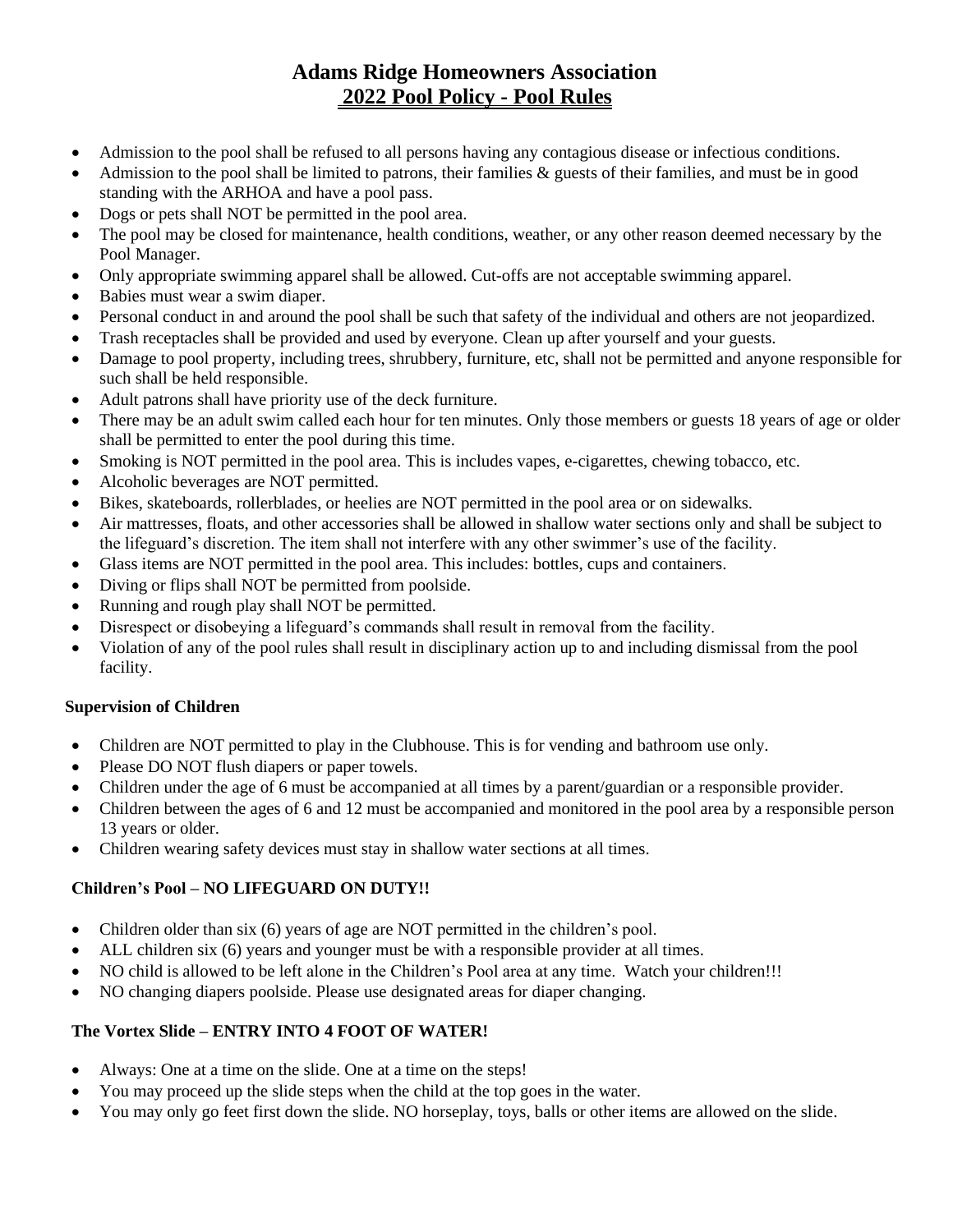# Adams Ridge Homeowners Association
## 2022 Pool Policy - Pool Rules

- Admission to the pool shall be refused to all persons having any contagious disease or infectious conditions.
- Admission to the pool shall be limited to patrons, their families & guests of their families, and must be in good standing with the ARHOA and have a pool pass.
- Dogs or pets shall NOT be permitted in the pool area.
- The pool may be closed for maintenance, health conditions, weather, or any other reason deemed necessary by the Pool Manager.
- Only appropriate swimming apparel shall be allowed. Cut-offs are not acceptable swimming apparel.
- Babies must wear a swim diaper.
- Personal conduct in and around the pool shall be such that safety of the individual and others are not jeopardized.
- Trash receptacles shall be provided and used by everyone. Clean up after yourself and your guests.
- Damage to pool property, including trees, shrubbery, furniture, etc, shall not be permitted and anyone responsible for such shall be held responsible.
- Adult patrons shall have priority use of the deck furniture.
- There may be an adult swim called each hour for ten minutes. Only those members or guests 18 years of age or older shall be permitted to enter the pool during this time.
- Smoking is NOT permitted in the pool area. This is includes vapes, e-cigarettes, chewing tobacco, etc.
- Alcoholic beverages are NOT permitted.
- Bikes, skateboards, rollerblades, or heelies are NOT permitted in the pool area or on sidewalks.
- Air mattresses, floats, and other accessories shall be allowed in shallow water sections only and shall be subject to the lifeguard's discretion. The item shall not interfere with any other swimmer's use of the facility.
- Glass items are NOT permitted in the pool area. This includes: bottles, cups and containers.
- Diving or flips shall NOT be permitted from poolside.
- Running and rough play shall NOT be permitted.
- Disrespect or disobeying a lifeguard's commands shall result in removal from the facility.
- Violation of any of the pool rules shall result in disciplinary action up to and including dismissal from the pool facility.

**Supervision of Children**

- Children are NOT permitted to play in the Clubhouse. This is for vending and bathroom use only.
- Please DO NOT flush diapers or paper towels.
- Children under the age of 6 must be accompanied at all times by a parent/guardian or a responsible provider.
- Children between the ages of 6 and 12 must be accompanied and monitored in the pool area by a responsible person 13 years or older.
- Children wearing safety devices must stay in shallow water sections at all times.

**Children's Pool – NO LIFEGUARD ON DUTY!!**

- Children older than six (6) years of age are NOT permitted in the children's pool.
- ALL children six (6) years and younger must be with a responsible provider at all times.
- NO child is allowed to be left alone in the Children's Pool area at any time. Watch your children!!!
- NO changing diapers poolside. Please use designated areas for diaper changing.

**The Vortex Slide – ENTRY INTO 4 FOOT OF WATER!**

- Always: One at a time on the slide. One at a time on the steps!
- You may proceed up the slide steps when the child at the top goes in the water.
- You may only go feet first down the slide. NO horseplay, toys, balls or other items are allowed on the slide.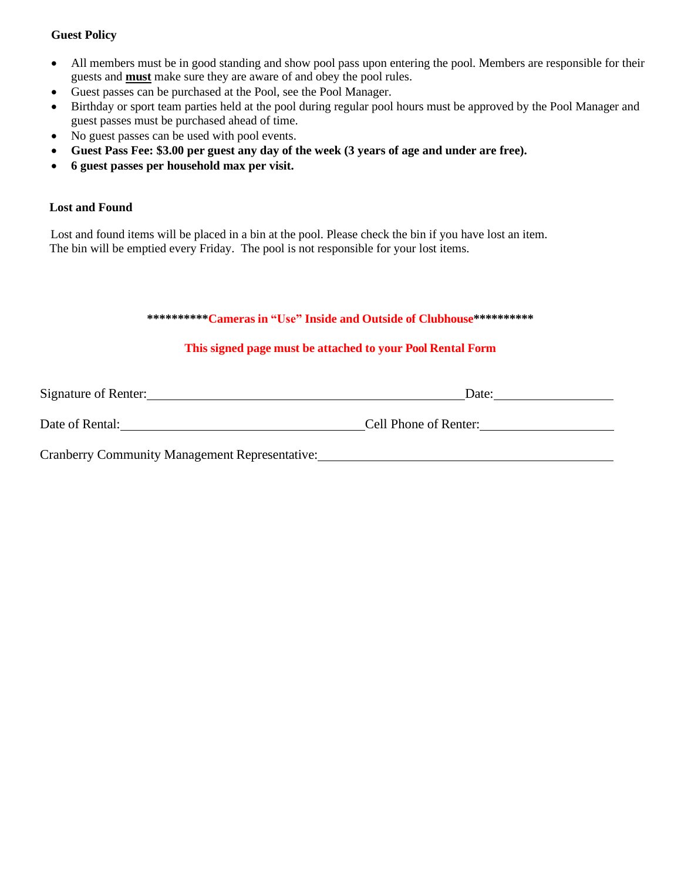**Guest Policy**

- All members must be in good standing and show pool pass upon entering the pool. Members are responsible for their guests and **must** make sure they are aware of and obey the pool rules.
- Guest passes can be purchased at the Pool, see the Pool Manager.
- Birthday or sport team parties held at the pool during regular pool hours must be approved by the Pool Manager and guest passes must be purchased ahead of time.
- No guest passes can be used with pool events.
- **Guest Pass Fee: $3.00 per guest any day of the week (3 years of age and under are free).**
- **6 guest passes per household max per visit.**

**Lost and Found**

Lost and found items will be placed in a bin at the pool. Please check the bin if you have lost an item. The bin will be emptied every Friday. The pool is not responsible for your lost items.

**\*\*\*\*\*\*\*\*\*\*Cameras in "Use" Inside and Outside of Clubhouse\*\*\*\*\*\*\*\*\*\***

**This signed page must be attached to your Pool Rental Form**

Signature of Renter:\_\_\_\_\_\_\_\_\_\_\_\_\_\_\_\_\_\_\_\_\_\_\_\_\_\_\_\_\_\_\_\_\_\_\_\_\_\_\_\_Date:\_\_\_\_\_\_\_\_\_\_\_\_\_\_\_

Date of Rental:\_\_\_\_\_\_\_\_\_\_\_\_\_\_\_\_\_\_\_\_\_\_\_\_\_\_\_\_\_\_Cell Phone of Renter:\_\_\_\_\_\_\_\_\_\_\_\_\_\_\_\_

Cranberry Community Management Representative:\_\_\_\_\_\_\_\_\_\_\_\_\_\_\_\_\_\_\_\_\_\_\_\_\_\_\_\_\_\_\_\_\_\_\_\_